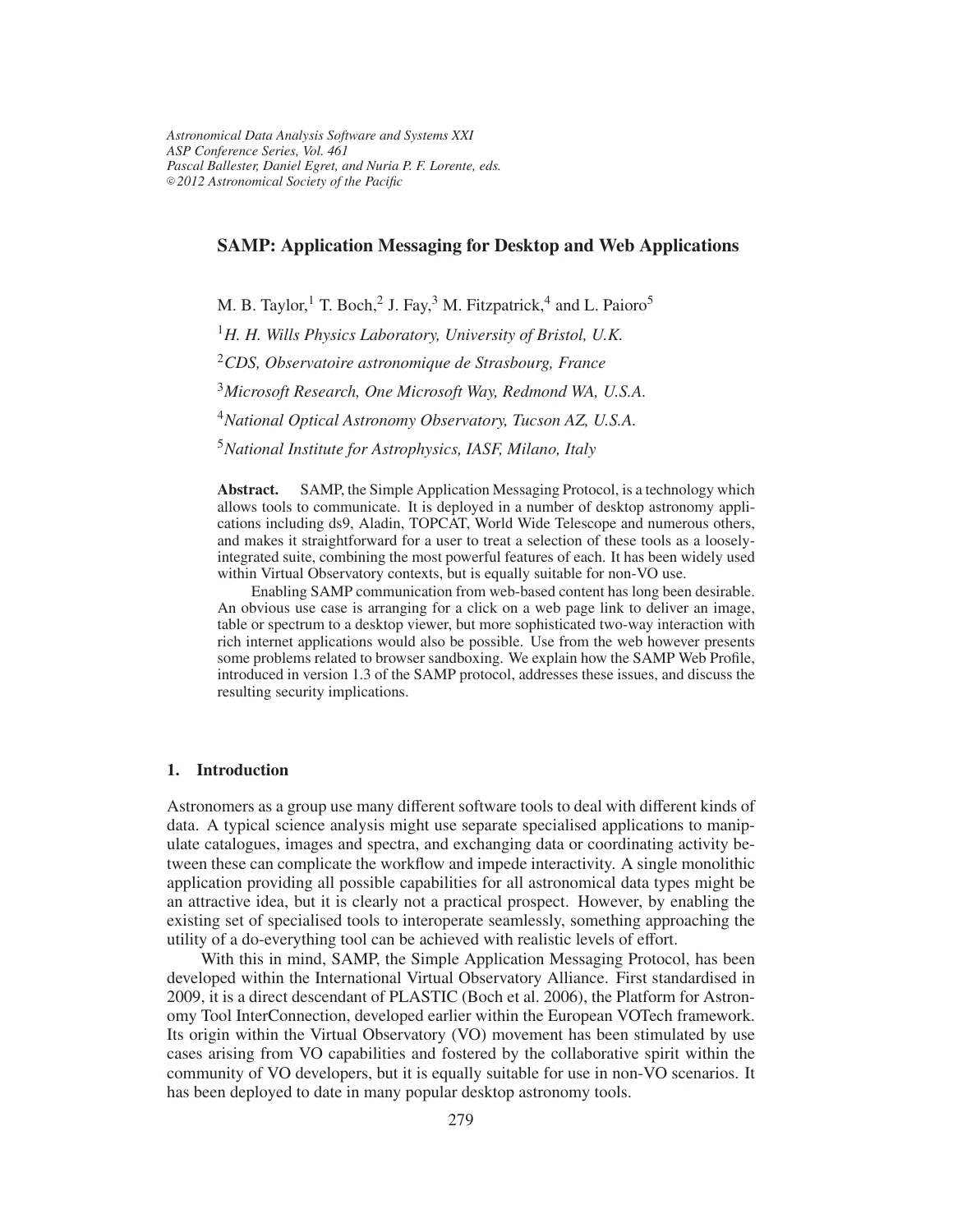# SAMP: Application Messaging for Desktop and Web Applications

M. B. Taylor,[1] T. Boch,[2] J. Fay,[3] M. Fitzpatrick,[4] and L. Paioro[5]

[1]*H. H. Wills Physics Laboratory, University of Bristol, U.K.*

[2]*CDS, Observatoire astronomique de Strasbourg, France*

[3]*Microsoft Research, One Microsoft Way, Redmond WA, U.S.A.*

[4]*National Optical Astronomy Observatory, Tucson AZ, U.S.A.*

[5]*National Institute for Astrophysics, IASF, Milano, Italy*

**Abstract.** SAMP, the Simple Application Messaging Protocol, is a technology which allows tools to communicate. It is deployed in a number of desktop astronomy applications including ds9, Aladin, TOPCAT, World Wide Telescope and numerous others, and makes it straightforward for a user to treat a selection of these tools as a loosely-integrated suite, combining the most powerful features of each. It has been widely used within Virtual Observatory contexts, but is equally suitable for non-VO use.

Enabling SAMP communication from web-based content has long been desirable. An obvious use case is arranging for a click on a web page link to deliver an image, table or spectrum to a desktop viewer, but more sophisticated two-way interaction with rich internet applications would also be possible. Use from the web however presents some problems related to browser sandboxing. We explain how the SAMP Web Profile, introduced in version 1.3 of the SAMP protocol, addresses these issues, and discuss the resulting security implications.

## 1. Introduction

Astronomers as a group use many different software tools to deal with different kinds of data. A typical science analysis might use separate specialised applications to manipulate catalogues, images and spectra, and exchanging data or coordinating activity between these can complicate the workflow and impede interactivity. A single monolithic application providing all possible capabilities for all astronomical data types might be an attractive idea, but it is clearly not a practical prospect. However, by enabling the existing set of specialised tools to interoperate seamlessly, something approaching the utility of a do-everything tool can be achieved with realistic levels of effort.

With this in mind, SAMP, the Simple Application Messaging Protocol, has been developed within the International Virtual Observatory Alliance. First standardised in 2009, it is a direct descendant of PLASTIC (Boch et al. 2006), the Platform for Astronomy Tool InterConnection, developed earlier within the European VOTech framework. Its origin within the Virtual Observatory (VO) movement has been stimulated by use cases arising from VO capabilities and fostered by the collaborative spirit within the community of VO developers, but it is equally suitable for use in non-VO scenarios. It has been deployed to date in many popular desktop astronomy tools.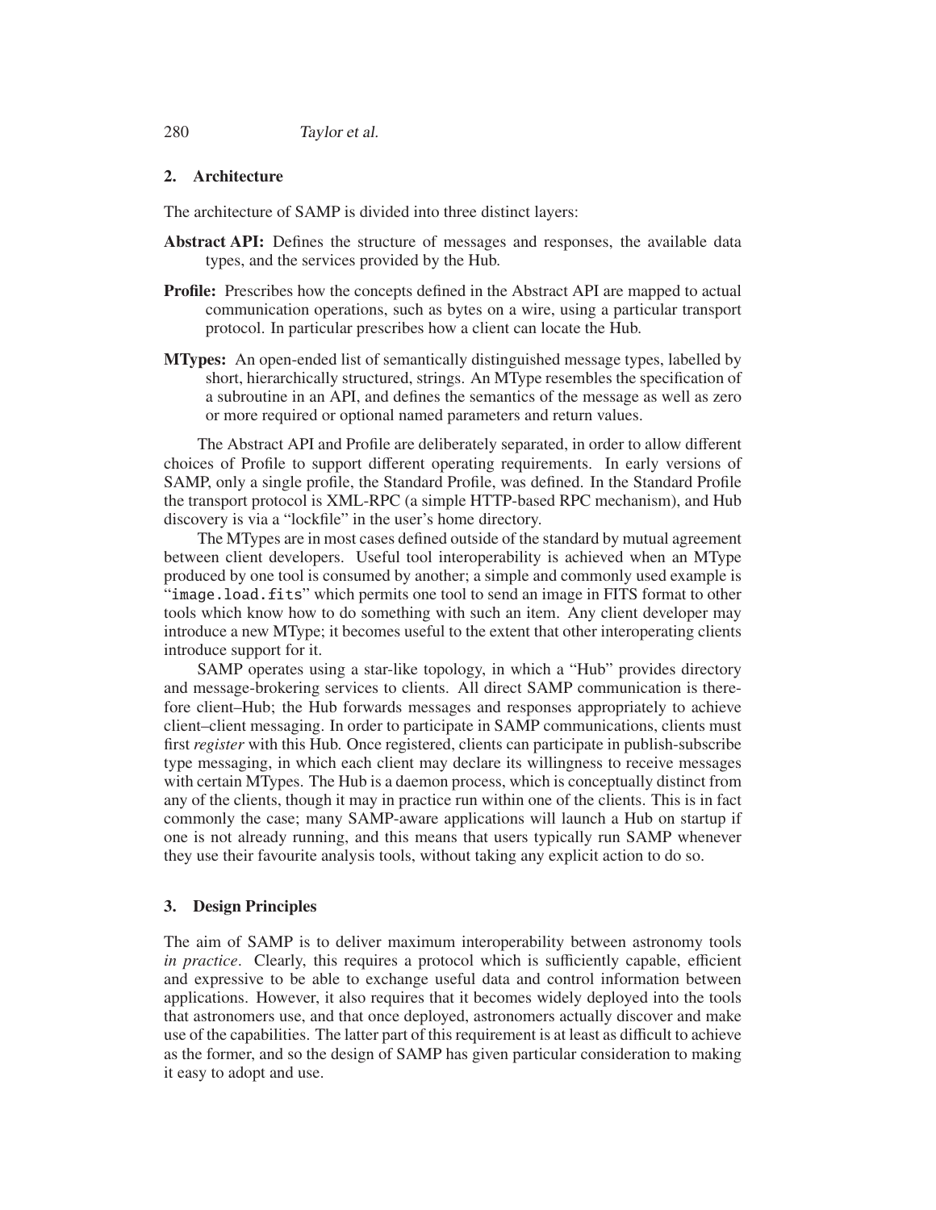## 2. Architecture

The architecture of SAMP is divided into three distinct layers:

**Abstract API:** Defines the structure of messages and responses, the available data types, and the services provided by the Hub.

**Profile:** Prescribes how the concepts defined in the Abstract API are mapped to actual communication operations, such as bytes on a wire, using a particular transport protocol. In particular prescribes how a client can locate the Hub.

**MTypes:** An open-ended list of semantically distinguished message types, labelled by short, hierarchically structured, strings. An MType resembles the specification of a subroutine in an API, and defines the semantics of the message as well as zero or more required or optional named parameters and return values.

The Abstract API and Profile are deliberately separated, in order to allow different choices of Profile to support different operating requirements. In early versions of SAMP, only a single profile, the Standard Profile, was defined. In the Standard Profile the transport protocol is XML-RPC (a simple HTTP-based RPC mechanism), and Hub discovery is via a "lockfile" in the user's home directory.

The MTypes are in most cases defined outside of the standard by mutual agreement between client developers. Useful tool interoperability is achieved when an MType produced by one tool is consumed by another; a simple and commonly used example is "`image.load.fits`" which permits one tool to send an image in FITS format to other tools which know how to do something with such an item. Any client developer may introduce a new MType; it becomes useful to the extent that other interoperating clients introduce support for it.

SAMP operates using a star-like topology, in which a "Hub" provides directory and message-brokering services to clients. All direct SAMP communication is therefore client–Hub; the Hub forwards messages and responses appropriately to achieve client–client messaging. In order to participate in SAMP communications, clients must first *register* with this Hub. Once registered, clients can participate in publish-subscribe type messaging, in which each client may declare its willingness to receive messages with certain MTypes. The Hub is a daemon process, which is conceptually distinct from any of the clients, though it may in practice run within one of the clients. This is in fact commonly the case; many SAMP-aware applications will launch a Hub on startup if one is not already running, and this means that users typically run SAMP whenever they use their favourite analysis tools, without taking any explicit action to do so.

## 3. Design Principles

The aim of SAMP is to deliver maximum interoperability between astronomy tools *in practice*. Clearly, this requires a protocol which is sufficiently capable, efficient and expressive to be able to exchange useful data and control information between applications. However, it also requires that it becomes widely deployed into the tools that astronomers use, and that once deployed, astronomers actually discover and make use of the capabilities. The latter part of this requirement is at least as difficult to achieve as the former, and so the design of SAMP has given particular consideration to making it easy to adopt and use.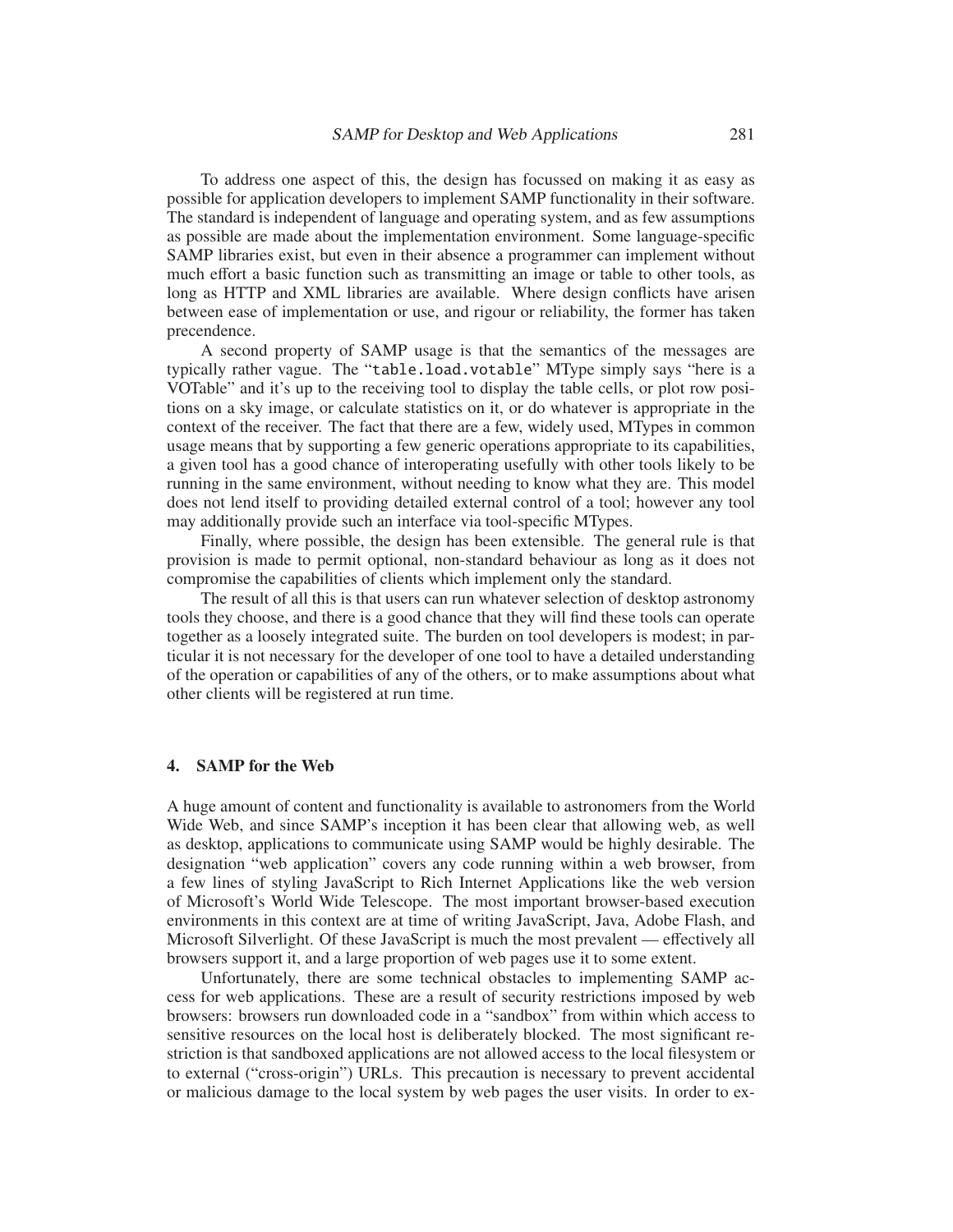To address one aspect of this, the design has focussed on making it as easy as possible for application developers to implement SAMP functionality in their software. The standard is independent of language and operating system, and as few assumptions as possible are made about the implementation environment. Some language-specific SAMP libraries exist, but even in their absence a programmer can implement without much effort a basic function such as transmitting an image or table to other tools, as long as HTTP and XML libraries are available. Where design conflicts have arisen between ease of implementation or use, and rigour or reliability, the former has taken precendence.

A second property of SAMP usage is that the semantics of the messages are typically rather vague. The "`table.load.votable`" MType simply says "here is a VOTable" and it's up to the receiving tool to display the table cells, or plot row positions on a sky image, or calculate statistics on it, or do whatever is appropriate in the context of the receiver. The fact that there are a few, widely used, MTypes in common usage means that by supporting a few generic operations appropriate to its capabilities, a given tool has a good chance of interoperating usefully with other tools likely to be running in the same environment, without needing to know what they are. This model does not lend itself to providing detailed external control of a tool; however any tool may additionally provide such an interface via tool-specific MTypes.

Finally, where possible, the design has been extensible. The general rule is that provision is made to permit optional, non-standard behaviour as long as it does not compromise the capabilities of clients which implement only the standard.

The result of all this is that users can run whatever selection of desktop astronomy tools they choose, and there is a good chance that they will find these tools can operate together as a loosely integrated suite. The burden on tool developers is modest; in particular it is not necessary for the developer of one tool to have a detailed understanding of the operation or capabilities of any of the others, or to make assumptions about what other clients will be registered at run time.

## 4. SAMP for the Web

A huge amount of content and functionality is available to astronomers from the World Wide Web, and since SAMP's inception it has been clear that allowing web, as well as desktop, applications to communicate using SAMP would be highly desirable. The designation "web application" covers any code running within a web browser, from a few lines of styling JavaScript to Rich Internet Applications like the web version of Microsoft's World Wide Telescope. The most important browser-based execution environments in this context are at time of writing JavaScript, Java, Adobe Flash, and Microsoft Silverlight. Of these JavaScript is much the most prevalent — effectively all browsers support it, and a large proportion of web pages use it to some extent.

Unfortunately, there are some technical obstacles to implementing SAMP access for web applications. These are a result of security restrictions imposed by web browsers: browsers run downloaded code in a "sandbox" from within which access to sensitive resources on the local host is deliberately blocked. The most significant restriction is that sandboxed applications are not allowed access to the local filesystem or to external ("cross-origin") URLs. This precaution is necessary to prevent accidental or malicious damage to the local system by web pages the user visits. In order to ex-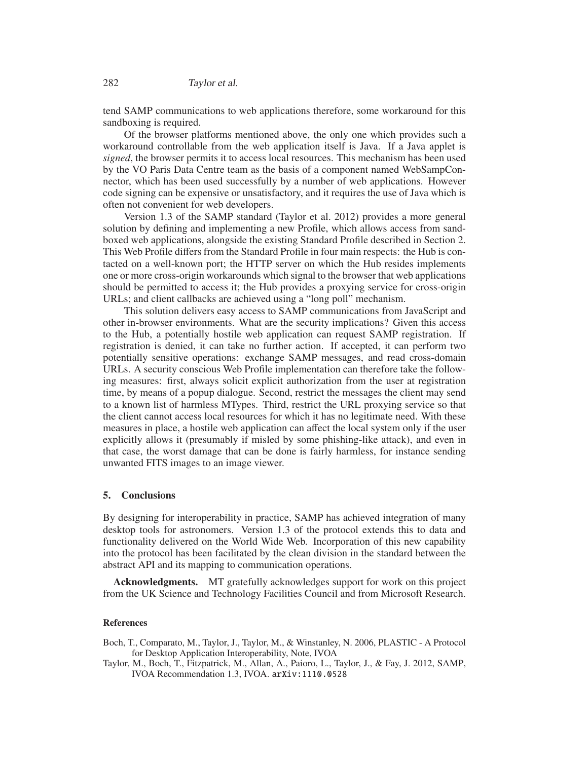tend SAMP communications to web applications therefore, some workaround for this sandboxing is required.

Of the browser platforms mentioned above, the only one which provides such a workaround controllable from the web application itself is Java. If a Java applet is *signed*, the browser permits it to access local resources. This mechanism has been used by the VO Paris Data Centre team as the basis of a component named WebSampConnector, which has been used successfully by a number of web applications. However code signing can be expensive or unsatisfactory, and it requires the use of Java which is often not convenient for web developers.

Version 1.3 of the SAMP standard (Taylor et al. 2012) provides a more general solution by defining and implementing a new Profile, which allows access from sandboxed web applications, alongside the existing Standard Profile described in Section 2. This Web Profile differs from the Standard Profile in four main respects: the Hub is contacted on a well-known port; the HTTP server on which the Hub resides implements one or more cross-origin workarounds which signal to the browser that web applications should be permitted to access it; the Hub provides a proxying service for cross-origin URLs; and client callbacks are achieved using a "long poll" mechanism.

This solution delivers easy access to SAMP communications from JavaScript and other in-browser environments. What are the security implications? Given this access to the Hub, a potentially hostile web application can request SAMP registration. If registration is denied, it can take no further action. If accepted, it can perform two potentially sensitive operations: exchange SAMP messages, and read cross-domain URLs. A security conscious Web Profile implementation can therefore take the following measures: first, always solicit explicit authorization from the user at registration time, by means of a popup dialogue. Second, restrict the messages the client may send to a known list of harmless MTypes. Third, restrict the URL proxying service so that the client cannot access local resources for which it has no legitimate need. With these measures in place, a hostile web application can affect the local system only if the user explicitly allows it (presumably if misled by some phishing-like attack), and even in that case, the worst damage that can be done is fairly harmless, for instance sending unwanted FITS images to an image viewer.

## 5. Conclusions

By designing for interoperability in practice, SAMP has achieved integration of many desktop tools for astronomers. Version 1.3 of the protocol extends this to data and functionality delivered on the World Wide Web. Incorporation of this new capability into the protocol has been facilitated by the clean division in the standard between the abstract API and its mapping to communication operations.

**Acknowledgments.** MT gratefully acknowledges support for work on this project from the UK Science and Technology Facilities Council and from Microsoft Research.

### References

Boch, T., Comparato, M., Taylor, J., Taylor, M., & Winstanley, N. 2006, PLASTIC - A Protocol for Desktop Application Interoperability, Note, IVOA

Taylor, M., Boch, T., Fitzpatrick, M., Allan, A., Paioro, L., Taylor, J., & Fay, J. 2012, SAMP, IVOA Recommendation 1.3, IVOA. arXiv:1110.0528